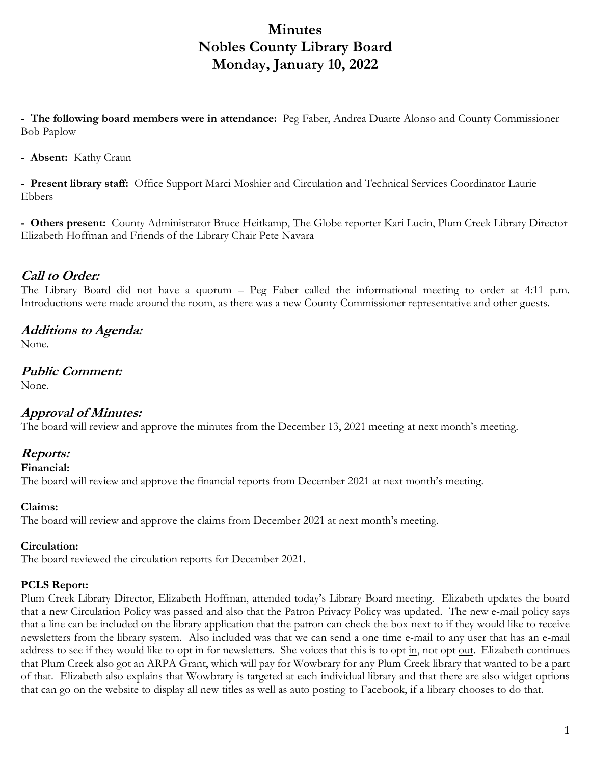# Minutes
# Nobles County Library Board
# Monday, January 10, 2022

- **The following board members were in attendance:** Peg Faber, Andrea Duarte Alonso and County Commissioner Bob Paplow

- **Absent:** Kathy Craun

- **Present library staff:** Office Support Marci Moshier and Circulation and Technical Services Coordinator Laurie Ebbers

- **Others present:** County Administrator Bruce Heitkamp, The Globe reporter Kari Lucin, Plum Creek Library Director Elizabeth Hoffman and Friends of the Library Chair Pete Navara

## *Call to Order:*

The Library Board did not have a quorum – Peg Faber called the informational meeting to order at 4:11 p.m. Introductions were made around the room, as there was a new County Commissioner representative and other guests.

## *Additions to Agenda:*

None.

## *Public Comment:*

None.

## *Approval of Minutes:*

The board will review and approve the minutes from the December 13, 2021 meeting at next month's meeting.

## *Reports:*

**Financial:**

The board will review and approve the financial reports from December 2021 at next month's meeting.

**Claims:**

The board will review and approve the claims from December 2021 at next month's meeting.

**Circulation:**

The board reviewed the circulation reports for December 2021.

**PCLS Report:**

Plum Creek Library Director, Elizabeth Hoffman, attended today's Library Board meeting. Elizabeth updates the board that a new Circulation Policy was passed and also that the Patron Privacy Policy was updated. The new e-mail policy says that a line can be included on the library application that the patron can check the box next to if they would like to receive newsletters from the library system. Also included was that we can send a one time e-mail to any user that has an e-mail address to see if they would like to opt in for newsletters. She voices that this is to opt in, not opt out. Elizabeth continues that Plum Creek also got an ARPA Grant, which will pay for Wowbrary for any Plum Creek library that wanted to be a part of that. Elizabeth also explains that Wowbrary is targeted at each individual library and that there are also widget options that can go on the website to display all new titles as well as auto posting to Facebook, if a library chooses to do that.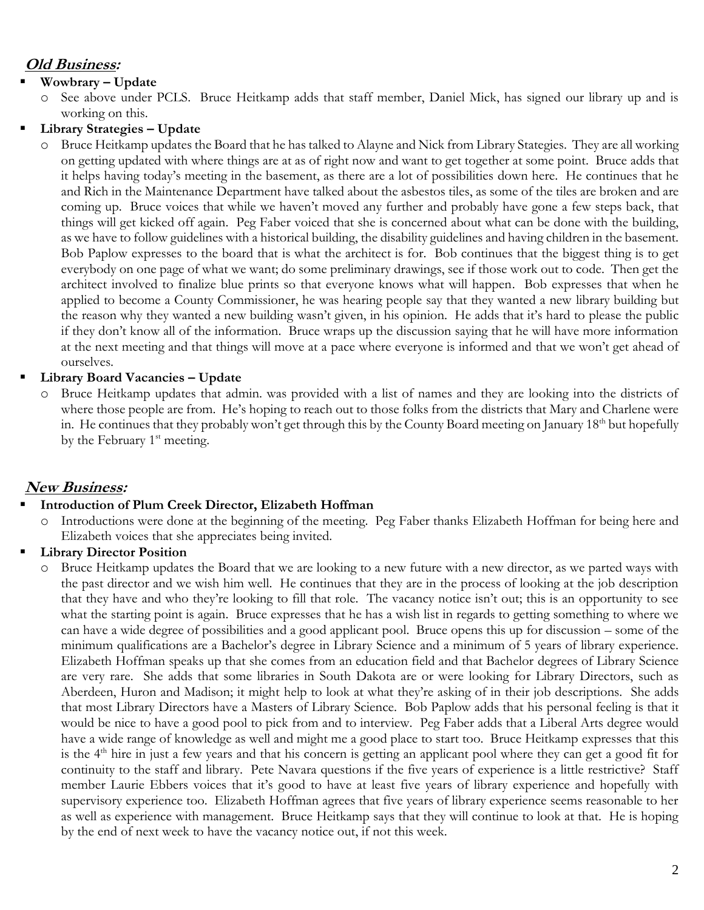## ***Old Business:***

- **Wowbrary – Update**
  - See above under PCLS. Bruce Heitkamp adds that staff member, Daniel Mick, has signed our library up and is working on this.
- **Library Strategies – Update**
  - Bruce Heitkamp updates the Board that he has talked to Alayne and Nick from Library Stategies. They are all working on getting updated with where things are at as of right now and want to get together at some point. Bruce adds that it helps having today's meeting in the basement, as there are a lot of possibilities down here. He continues that he and Rich in the Maintenance Department have talked about the asbestos tiles, as some of the tiles are broken and are coming up. Bruce voices that while we haven't moved any further and probably have gone a few steps back, that things will get kicked off again. Peg Faber voiced that she is concerned about what can be done with the building, as we have to follow guidelines with a historical building, the disability guidelines and having children in the basement. Bob Paplow expresses to the board that is what the architect is for. Bob continues that the biggest thing is to get everybody on one page of what we want; do some preliminary drawings, see if those work out to code. Then get the architect involved to finalize blue prints so that everyone knows what will happen. Bob expresses that when he applied to become a County Commissioner, he was hearing people say that they wanted a new library building but the reason why they wanted a new building wasn't given, in his opinion. He adds that it's hard to please the public if they don't know all of the information. Bruce wraps up the discussion saying that he will have more information at the next meeting and that things will move at a pace where everyone is informed and that we won't get ahead of ourselves.
- **Library Board Vacancies – Update**
  - Bruce Heitkamp updates that admin. was provided with a list of names and they are looking into the districts of where those people are from. He's hoping to reach out to those folks from the districts that Mary and Charlene were in. He continues that they probably won't get through this by the County Board meeting on January 18th but hopefully by the February 1st meeting.

## ***New Business:***

- **Introduction of Plum Creek Director, Elizabeth Hoffman**
  - Introductions were done at the beginning of the meeting. Peg Faber thanks Elizabeth Hoffman for being here and Elizabeth voices that she appreciates being invited.
- **Library Director Position**
  - Bruce Heitkamp updates the Board that we are looking to a new future with a new director, as we parted ways with the past director and we wish him well. He continues that they are in the process of looking at the job description that they have and who they're looking to fill that role. The vacancy notice isn't out; this is an opportunity to see what the starting point is again. Bruce expresses that he has a wish list in regards to getting something to where we can have a wide degree of possibilities and a good applicant pool. Bruce opens this up for discussion – some of the minimum qualifications are a Bachelor's degree in Library Science and a minimum of 5 years of library experience. Elizabeth Hoffman speaks up that she comes from an education field and that Bachelor degrees of Library Science are very rare. She adds that some libraries in South Dakota are or were looking for Library Directors, such as Aberdeen, Huron and Madison; it might help to look at what they're asking of in their job descriptions. She adds that most Library Directors have a Masters of Library Science. Bob Paplow adds that his personal feeling is that it would be nice to have a good pool to pick from and to interview. Peg Faber adds that a Liberal Arts degree would have a wide range of knowledge as well and might me a good place to start too. Bruce Heitkamp expresses that this is the 4th hire in just a few years and that his concern is getting an applicant pool where they can get a good fit for continuity to the staff and library. Pete Navara questions if the five years of experience is a little restrictive? Staff member Laurie Ebbers voices that it's good to have at least five years of library experience and hopefully with supervisory experience too. Elizabeth Hoffman agrees that five years of library experience seems reasonable to her as well as experience with management. Bruce Heitkamp says that they will continue to look at that. He is hoping by the end of next week to have the vacancy notice out, if not this week.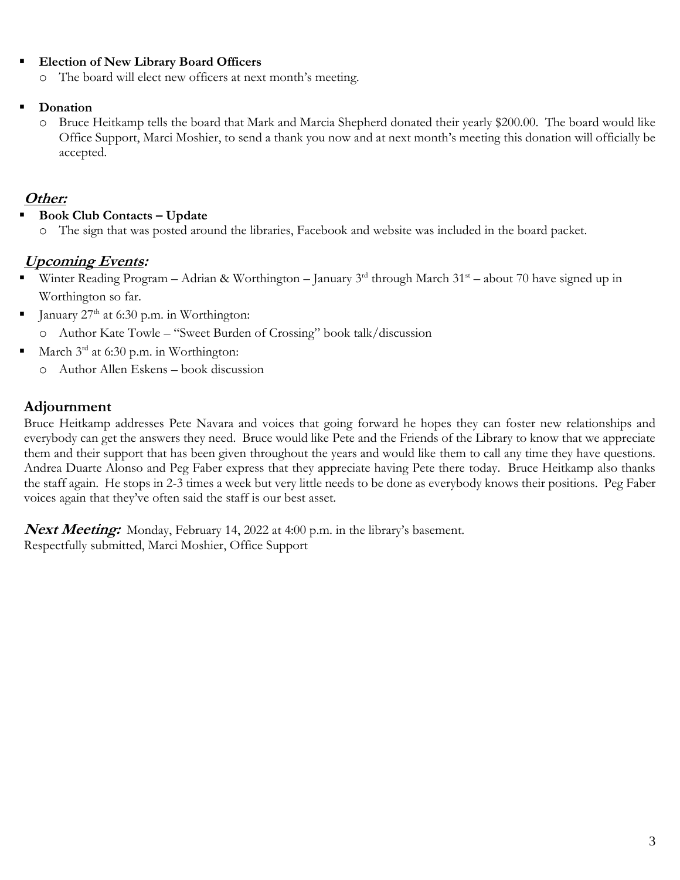- **Election of New Library Board Officers**
  - The board will elect new officers at next month's meeting.

- **Donation**
  - Bruce Heitkamp tells the board that Mark and Marcia Shepherd donated their yearly $200.00. The board would like Office Support, Marci Moshier, to send a thank you now and at next month's meeting this donation will officially be accepted.

## ***Other:***

- **Book Club Contacts – Update**
  - The sign that was posted around the libraries, Facebook and website was included in the board packet.

## ***Upcoming Events:***

- Winter Reading Program – Adrian & Worthington – January 3rd through March 31st – about 70 have signed up in Worthington so far.
- January 27th at 6:30 p.m. in Worthington:
  - Author Kate Towle – "Sweet Burden of Crossing" book talk/discussion
- March 3rd at 6:30 p.m. in Worthington:
  - Author Allen Eskens – book discussion

## Adjournment

Bruce Heitkamp addresses Pete Navara and voices that going forward he hopes they can foster new relationships and everybody can get the answers they need. Bruce would like Pete and the Friends of the Library to know that we appreciate them and their support that has been given throughout the years and would like them to call any time they have questions. Andrea Duarte Alonso and Peg Faber express that they appreciate having Pete there today. Bruce Heitkamp also thanks the staff again. He stops in 2-3 times a week but very little needs to be done as everybody knows their positions. Peg Faber voices again that they've often said the staff is our best asset.

***Next Meeting:*** Monday, February 14, 2022 at 4:00 p.m. in the library's basement.
Respectfully submitted, Marci Moshier, Office Support